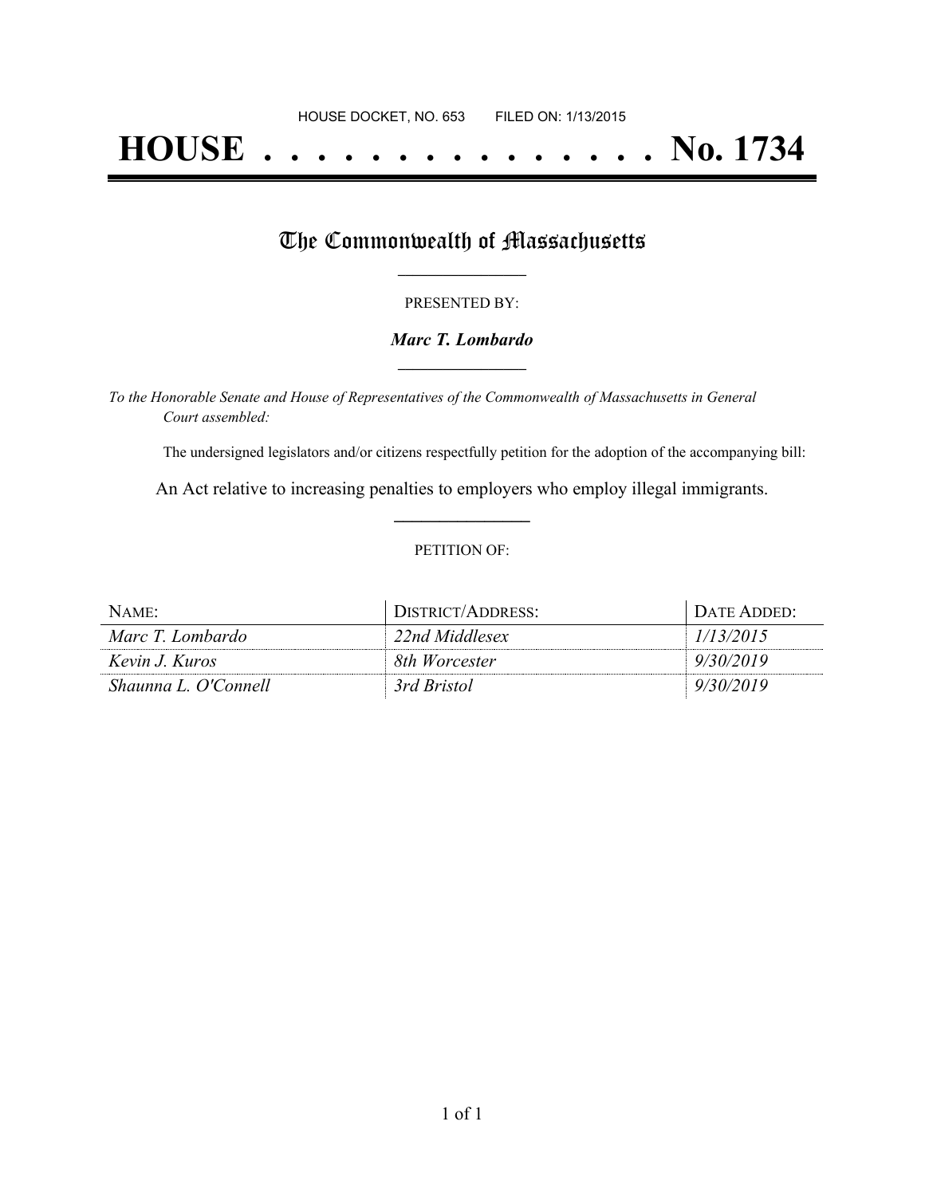HOUSE DOCKET, NO. 653 FILED ON: 1/13/2015

# HOUSE . . . . . . . . . . . . . . . No. 1734

## The Commonwealth of Massachusetts

PRESENTED BY:

***Marc T. Lombardo***

*To the Honorable Senate and House of Representatives of the Commonwealth of Massachusetts in General Court assembled:*

The undersigned legislators and/or citizens respectfully petition for the adoption of the accompanying bill:

An Act relative to increasing penalties to employers who employ illegal immigrants.

PETITION OF:

| NAME: | DISTRICT/ADDRESS: | DATE ADDED: |
|---|---|---|
| *Marc T. Lombardo* | *22nd Middlesex* | *1/13/2015* |
| *Kevin J. Kuros* | *8th Worcester* | *9/30/2019* |
| *Shaunna L. O'Connell* | *3rd Bristol* | *9/30/2019* |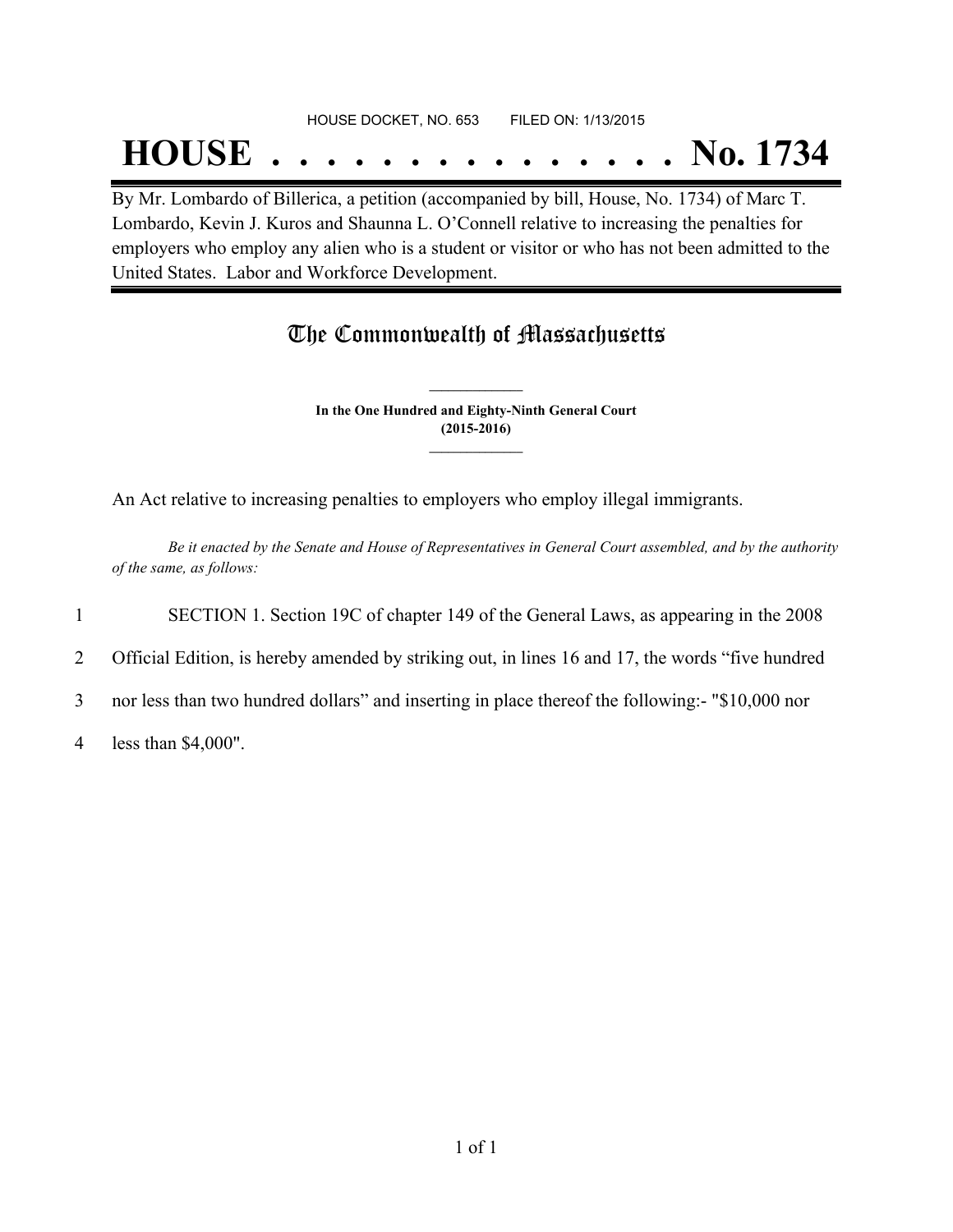HOUSE DOCKET, NO. 653 FILED ON: 1/13/2015

# HOUSE . . . . . . . . . . . . . . . No. 1734

By Mr. Lombardo of Billerica, a petition (accompanied by bill, House, No. 1734) of Marc T. Lombardo, Kevin J. Kuros and Shaunna L. O'Connell relative to increasing the penalties for employers who employ any alien who is a student or visitor or who has not been admitted to the United States. Labor and Workforce Development.

## The Commonwealth of Massachusetts

**In the One Hundred and Eighty-Ninth General Court**
**(2015-2016)**

An Act relative to increasing penalties to employers who employ illegal immigrants.

*Be it enacted by the Senate and House of Representatives in General Court assembled, and by the authority of the same, as follows:*

1 SECTION 1. Section 19C of chapter 149 of the General Laws, as appearing in the 2008
2 Official Edition, is hereby amended by striking out, in lines 16 and 17, the words "five hundred
3 nor less than two hundred dollars" and inserting in place thereof the following:- "$10,000 nor
4 less than $4,000".